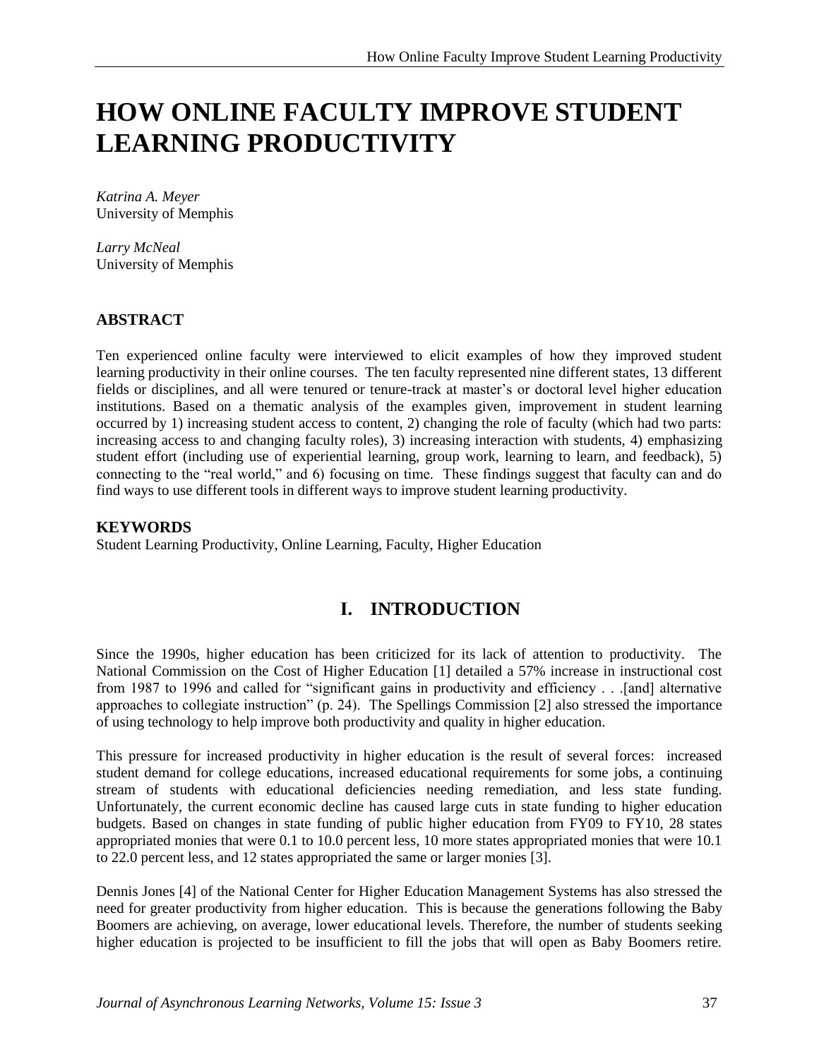# HOW ONLINE FACULTY IMPROVE STUDENT LEARNING PRODUCTIVITY

*Katrina A. Meyer*
University of Memphis

*Larry McNeal*
University of Memphis

### ABSTRACT

Ten experienced online faculty were interviewed to elicit examples of how they improved student learning productivity in their online courses. The ten faculty represented nine different states, 13 different fields or disciplines, and all were tenured or tenure-track at master's or doctoral level higher education institutions. Based on a thematic analysis of the examples given, improvement in student learning occurred by 1) increasing student access to content, 2) changing the role of faculty (which had two parts: increasing access to and changing faculty roles), 3) increasing interaction with students, 4) emphasizing student effort (including use of experiential learning, group work, learning to learn, and feedback), 5) connecting to the "real world," and 6) focusing on time. These findings suggest that faculty can and do find ways to use different tools in different ways to improve student learning productivity.

### KEYWORDS

Student Learning Productivity, Online Learning, Faculty, Higher Education

## I. INTRODUCTION

Since the 1990s, higher education has been criticized for its lack of attention to productivity. The National Commission on the Cost of Higher Education [1] detailed a 57% increase in instructional cost from 1987 to 1996 and called for "significant gains in productivity and efficiency . . .[and] alternative approaches to collegiate instruction" (p. 24). The Spellings Commission [2] also stressed the importance of using technology to help improve both productivity and quality in higher education.

This pressure for increased productivity in higher education is the result of several forces: increased student demand for college educations, increased educational requirements for some jobs, a continuing stream of students with educational deficiencies needing remediation, and less state funding. Unfortunately, the current economic decline has caused large cuts in state funding to higher education budgets. Based on changes in state funding of public higher education from FY09 to FY10, 28 states appropriated monies that were 0.1 to 10.0 percent less, 10 more states appropriated monies that were 10.1 to 22.0 percent less, and 12 states appropriated the same or larger monies [3].

Dennis Jones [4] of the National Center for Higher Education Management Systems has also stressed the need for greater productivity from higher education. This is because the generations following the Baby Boomers are achieving, on average, lower educational levels. Therefore, the number of students seeking higher education is projected to be insufficient to fill the jobs that will open as Baby Boomers retire.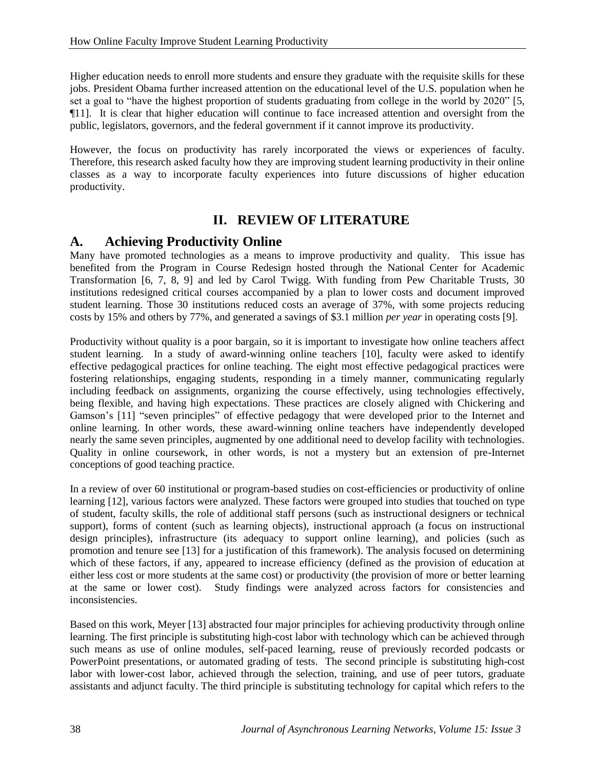Higher education needs to enroll more students and ensure they graduate with the requisite skills for these jobs. President Obama further increased attention on the educational level of the U.S. population when he set a goal to "have the highest proportion of students graduating from college in the world by 2020" [5, ¶11]. It is clear that higher education will continue to face increased attention and oversight from the public, legislators, governors, and the federal government if it cannot improve its productivity.

However, the focus on productivity has rarely incorporated the views or experiences of faculty. Therefore, this research asked faculty how they are improving student learning productivity in their online classes as a way to incorporate faculty experiences into future discussions of higher education productivity.

## II. REVIEW OF LITERATURE

### A. Achieving Productivity Online

Many have promoted technologies as a means to improve productivity and quality. This issue has benefited from the Program in Course Redesign hosted through the National Center for Academic Transformation [6, 7, 8, 9] and led by Carol Twigg. With funding from Pew Charitable Trusts, 30 institutions redesigned critical courses accompanied by a plan to lower costs and document improved student learning. Those 30 institutions reduced costs an average of 37%, with some projects reducing costs by 15% and others by 77%, and generated a savings of $3.1 million *per year* in operating costs [9].

Productivity without quality is a poor bargain, so it is important to investigate how online teachers affect student learning. In a study of award-winning online teachers [10], faculty were asked to identify effective pedagogical practices for online teaching. The eight most effective pedagogical practices were fostering relationships, engaging students, responding in a timely manner, communicating regularly including feedback on assignments, organizing the course effectively, using technologies effectively, being flexible, and having high expectations. These practices are closely aligned with Chickering and Gamson's [11] "seven principles" of effective pedagogy that were developed prior to the Internet and online learning. In other words, these award-winning online teachers have independently developed nearly the same seven principles, augmented by one additional need to develop facility with technologies. Quality in online coursework, in other words, is not a mystery but an extension of pre-Internet conceptions of good teaching practice.

In a review of over 60 institutional or program-based studies on cost-efficiencies or productivity of online learning [12], various factors were analyzed. These factors were grouped into studies that touched on type of student, faculty skills, the role of additional staff persons (such as instructional designers or technical support), forms of content (such as learning objects), instructional approach (a focus on instructional design principles), infrastructure (its adequacy to support online learning), and policies (such as promotion and tenure see [13] for a justification of this framework). The analysis focused on determining which of these factors, if any, appeared to increase efficiency (defined as the provision of education at either less cost or more students at the same cost) or productivity (the provision of more or better learning at the same or lower cost). Study findings were analyzed across factors for consistencies and inconsistencies.

Based on this work, Meyer [13] abstracted four major principles for achieving productivity through online learning. The first principle is substituting high-cost labor with technology which can be achieved through such means as use of online modules, self-paced learning, reuse of previously recorded podcasts or PowerPoint presentations, or automated grading of tests. The second principle is substituting high-cost labor with lower-cost labor, achieved through the selection, training, and use of peer tutors, graduate assistants and adjunct faculty. The third principle is substituting technology for capital which refers to the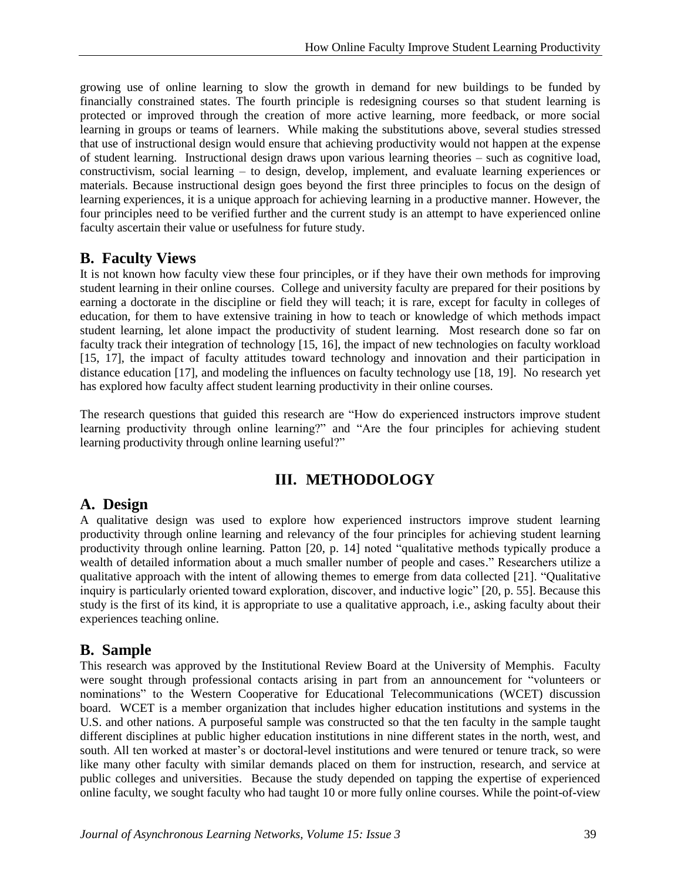growing use of online learning to slow the growth in demand for new buildings to be funded by financially constrained states. The fourth principle is redesigning courses so that student learning is protected or improved through the creation of more active learning, more feedback, or more social learning in groups or teams of learners. While making the substitutions above, several studies stressed that use of instructional design would ensure that achieving productivity would not happen at the expense of student learning. Instructional design draws upon various learning theories – such as cognitive load, constructivism, social learning – to design, develop, implement, and evaluate learning experiences or materials. Because instructional design goes beyond the first three principles to focus on the design of learning experiences, it is a unique approach for achieving learning in a productive manner. However, the four principles need to be verified further and the current study is an attempt to have experienced online faculty ascertain their value or usefulness for future study.

## B. Faculty Views

It is not known how faculty view these four principles, or if they have their own methods for improving student learning in their online courses. College and university faculty are prepared for their positions by earning a doctorate in the discipline or field they will teach; it is rare, except for faculty in colleges of education, for them to have extensive training in how to teach or knowledge of which methods impact student learning, let alone impact the productivity of student learning. Most research done so far on faculty track their integration of technology [15, 16], the impact of new technologies on faculty workload [15, 17], the impact of faculty attitudes toward technology and innovation and their participation in distance education [17], and modeling the influences on faculty technology use [18, 19]. No research yet has explored how faculty affect student learning productivity in their online courses.

The research questions that guided this research are "How do experienced instructors improve student learning productivity through online learning?" and "Are the four principles for achieving student learning productivity through online learning useful?"

# III. METHODOLOGY

## A. Design

A qualitative design was used to explore how experienced instructors improve student learning productivity through online learning and relevancy of the four principles for achieving student learning productivity through online learning. Patton [20, p. 14] noted "qualitative methods typically produce a wealth of detailed information about a much smaller number of people and cases." Researchers utilize a qualitative approach with the intent of allowing themes to emerge from data collected [21]. "Qualitative inquiry is particularly oriented toward exploration, discover, and inductive logic" [20, p. 55]. Because this study is the first of its kind, it is appropriate to use a qualitative approach, i.e., asking faculty about their experiences teaching online.

## B. Sample

This research was approved by the Institutional Review Board at the University of Memphis. Faculty were sought through professional contacts arising in part from an announcement for "volunteers or nominations" to the Western Cooperative for Educational Telecommunications (WCET) discussion board. WCET is a member organization that includes higher education institutions and systems in the U.S. and other nations. A purposeful sample was constructed so that the ten faculty in the sample taught different disciplines at public higher education institutions in nine different states in the north, west, and south. All ten worked at master's or doctoral-level institutions and were tenured or tenure track, so were like many other faculty with similar demands placed on them for instruction, research, and service at public colleges and universities. Because the study depended on tapping the expertise of experienced online faculty, we sought faculty who had taught 10 or more fully online courses. While the point-of-view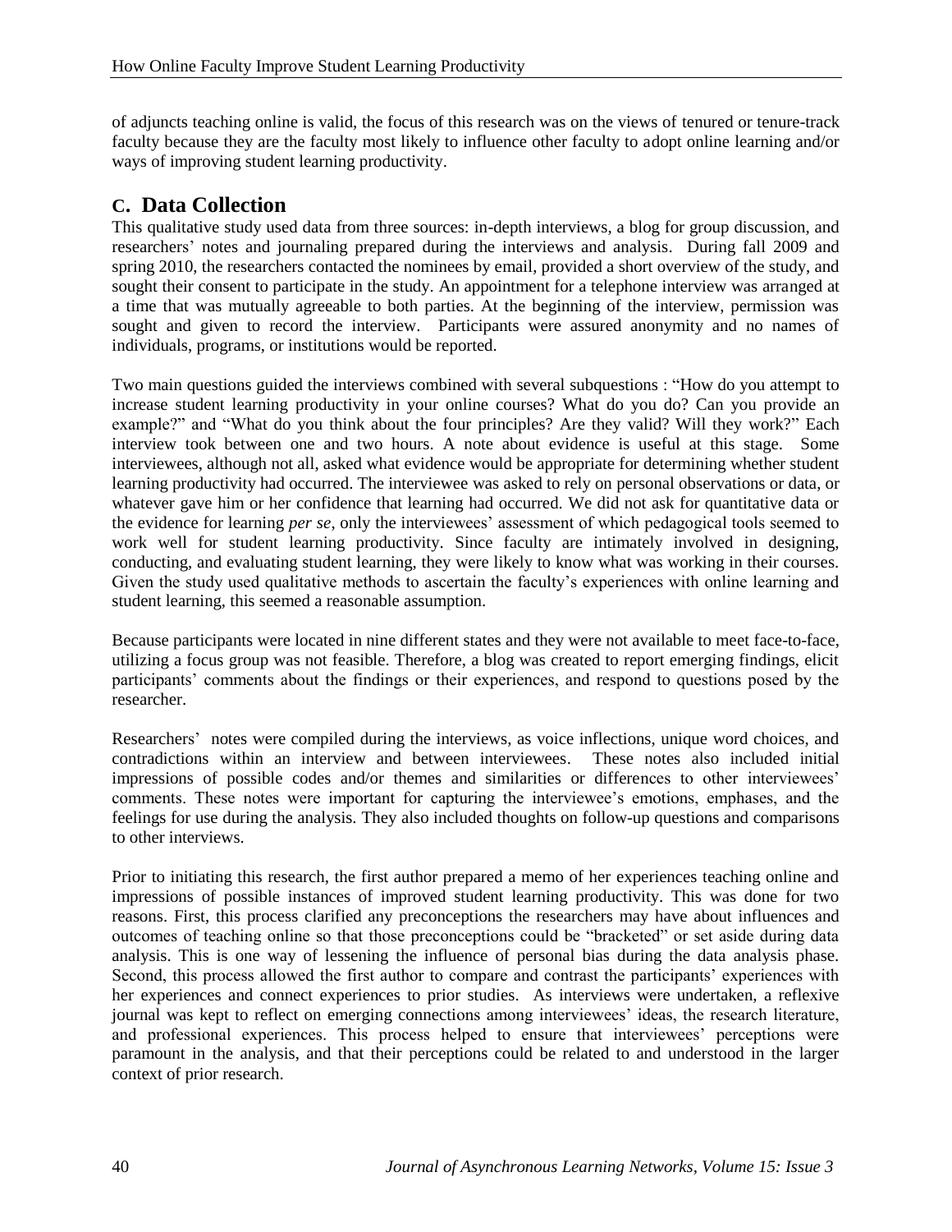of adjuncts teaching online is valid, the focus of this research was on the views of tenured or tenure-track faculty because they are the faculty most likely to influence other faculty to adopt online learning and/or ways of improving student learning productivity.

## C. Data Collection

This qualitative study used data from three sources: in-depth interviews, a blog for group discussion, and researchers' notes and journaling prepared during the interviews and analysis. During fall 2009 and spring 2010, the researchers contacted the nominees by email, provided a short overview of the study, and sought their consent to participate in the study. An appointment for a telephone interview was arranged at a time that was mutually agreeable to both parties. At the beginning of the interview, permission was sought and given to record the interview. Participants were assured anonymity and no names of individuals, programs, or institutions would be reported.

Two main questions guided the interviews combined with several subquestions : "How do you attempt to increase student learning productivity in your online courses? What do you do? Can you provide an example?" and "What do you think about the four principles? Are they valid? Will they work?" Each interview took between one and two hours. A note about evidence is useful at this stage. Some interviewees, although not all, asked what evidence would be appropriate for determining whether student learning productivity had occurred. The interviewee was asked to rely on personal observations or data, or whatever gave him or her confidence that learning had occurred. We did not ask for quantitative data or the evidence for learning *per se*, only the interviewees' assessment of which pedagogical tools seemed to work well for student learning productivity. Since faculty are intimately involved in designing, conducting, and evaluating student learning, they were likely to know what was working in their courses. Given the study used qualitative methods to ascertain the faculty's experiences with online learning and student learning, this seemed a reasonable assumption.

Because participants were located in nine different states and they were not available to meet face-to-face, utilizing a focus group was not feasible. Therefore, a blog was created to report emerging findings, elicit participants' comments about the findings or their experiences, and respond to questions posed by the researcher.

Researchers' notes were compiled during the interviews, as voice inflections, unique word choices, and contradictions within an interview and between interviewees. These notes also included initial impressions of possible codes and/or themes and similarities or differences to other interviewees' comments. These notes were important for capturing the interviewee's emotions, emphases, and the feelings for use during the analysis. They also included thoughts on follow-up questions and comparisons to other interviews.

Prior to initiating this research, the first author prepared a memo of her experiences teaching online and impressions of possible instances of improved student learning productivity. This was done for two reasons. First, this process clarified any preconceptions the researchers may have about influences and outcomes of teaching online so that those preconceptions could be "bracketed" or set aside during data analysis. This is one way of lessening the influence of personal bias during the data analysis phase. Second, this process allowed the first author to compare and contrast the participants' experiences with her experiences and connect experiences to prior studies. As interviews were undertaken, a reflexive journal was kept to reflect on emerging connections among interviewees' ideas, the research literature, and professional experiences. This process helped to ensure that interviewees' perceptions were paramount in the analysis, and that their perceptions could be related to and understood in the larger context of prior research.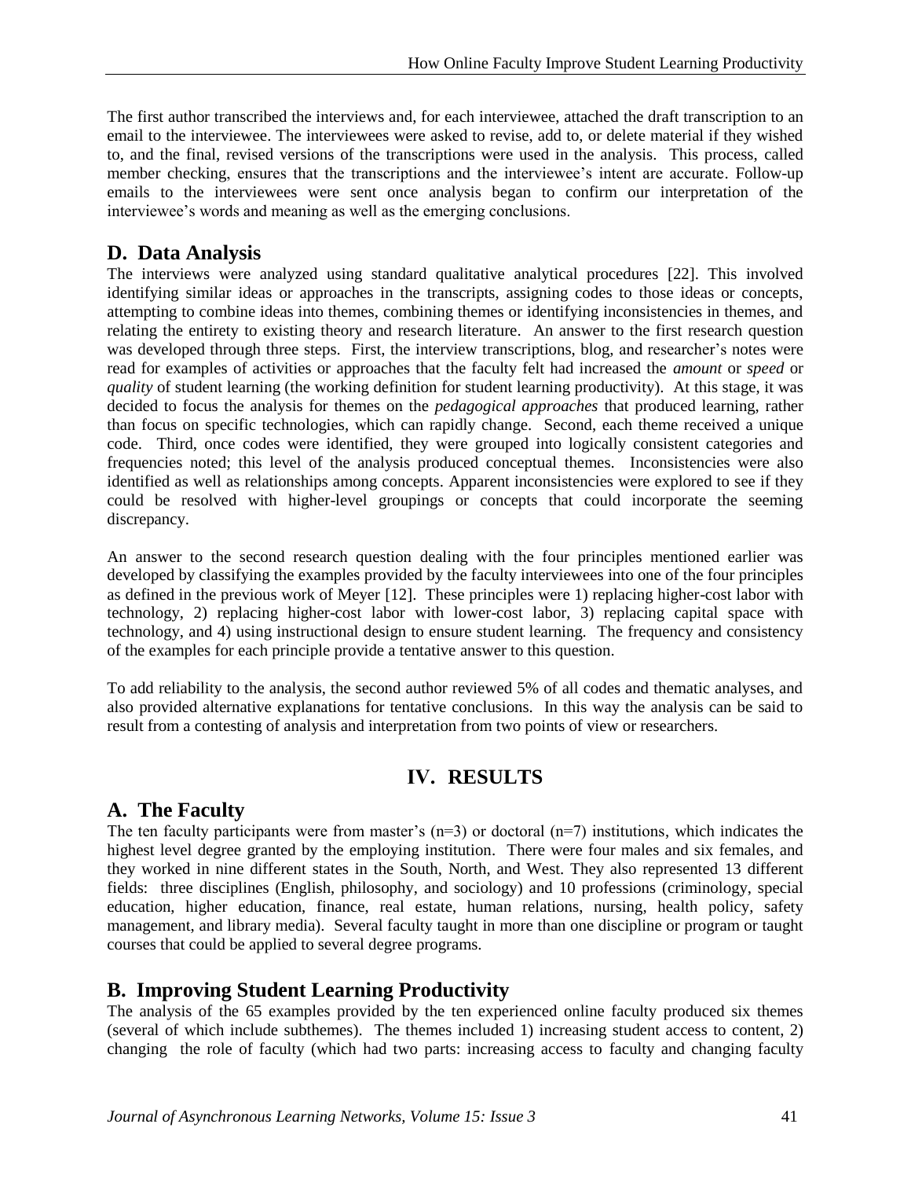The first author transcribed the interviews and, for each interviewee, attached the draft transcription to an email to the interviewee. The interviewees were asked to revise, add to, or delete material if they wished to, and the final, revised versions of the transcriptions were used in the analysis. This process, called member checking, ensures that the transcriptions and the interviewee's intent are accurate. Follow-up emails to the interviewees were sent once analysis began to confirm our interpretation of the interviewee's words and meaning as well as the emerging conclusions.

## D. Data Analysis

The interviews were analyzed using standard qualitative analytical procedures [22]. This involved identifying similar ideas or approaches in the transcripts, assigning codes to those ideas or concepts, attempting to combine ideas into themes, combining themes or identifying inconsistencies in themes, and relating the entirety to existing theory and research literature. An answer to the first research question was developed through three steps. First, the interview transcriptions, blog, and researcher's notes were read for examples of activities or approaches that the faculty felt had increased the *amount* or *speed* or *quality* of student learning (the working definition for student learning productivity). At this stage, it was decided to focus the analysis for themes on the *pedagogical approaches* that produced learning, rather than focus on specific technologies, which can rapidly change. Second, each theme received a unique code. Third, once codes were identified, they were grouped into logically consistent categories and frequencies noted; this level of the analysis produced conceptual themes. Inconsistencies were also identified as well as relationships among concepts. Apparent inconsistencies were explored to see if they could be resolved with higher-level groupings or concepts that could incorporate the seeming discrepancy.

An answer to the second research question dealing with the four principles mentioned earlier was developed by classifying the examples provided by the faculty interviewees into one of the four principles as defined in the previous work of Meyer [12]. These principles were 1) replacing higher-cost labor with technology, 2) replacing higher-cost labor with lower-cost labor, 3) replacing capital space with technology, and 4) using instructional design to ensure student learning. The frequency and consistency of the examples for each principle provide a tentative answer to this question.

To add reliability to the analysis, the second author reviewed 5% of all codes and thematic analyses, and also provided alternative explanations for tentative conclusions. In this way the analysis can be said to result from a contesting of analysis and interpretation from two points of view or researchers.

# IV. RESULTS

## A. The Faculty

The ten faculty participants were from master's (n=3) or doctoral (n=7) institutions, which indicates the highest level degree granted by the employing institution. There were four males and six females, and they worked in nine different states in the South, North, and West. They also represented 13 different fields: three disciplines (English, philosophy, and sociology) and 10 professions (criminology, special education, higher education, finance, real estate, human relations, nursing, health policy, safety management, and library media). Several faculty taught in more than one discipline or program or taught courses that could be applied to several degree programs.

## B. Improving Student Learning Productivity

The analysis of the 65 examples provided by the ten experienced online faculty produced six themes (several of which include subthemes). The themes included 1) increasing student access to content, 2) changing the role of faculty (which had two parts: increasing access to faculty and changing faculty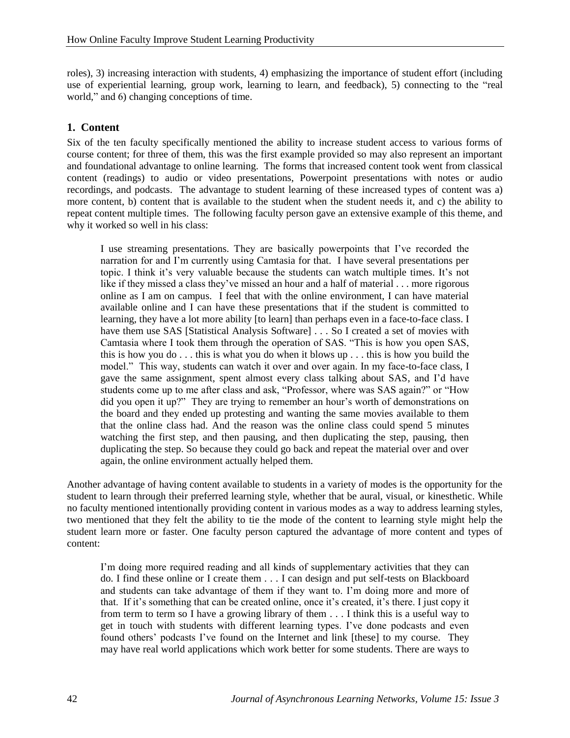roles), 3) increasing interaction with students, 4) emphasizing the importance of student effort (including use of experiential learning, group work, learning to learn, and feedback), 5) connecting to the "real world," and 6) changing conceptions of time.

### 1. Content

Six of the ten faculty specifically mentioned the ability to increase student access to various forms of course content; for three of them, this was the first example provided so may also represent an important and foundational advantage to online learning. The forms that increased content took went from classical content (readings) to audio or video presentations, Powerpoint presentations with notes or audio recordings, and podcasts. The advantage to student learning of these increased types of content was a) more content, b) content that is available to the student when the student needs it, and c) the ability to repeat content multiple times. The following faculty person gave an extensive example of this theme, and why it worked so well in his class:

> I use streaming presentations. They are basically powerpoints that I've recorded the narration for and I'm currently using Camtasia for that. I have several presentations per topic. I think it's very valuable because the students can watch multiple times. It's not like if they missed a class they've missed an hour and a half of material . . . more rigorous online as I am on campus. I feel that with the online environment, I can have material available online and I can have these presentations that if the student is committed to learning, they have a lot more ability [to learn] than perhaps even in a face-to-face class. I have them use SAS [Statistical Analysis Software] . . . So I created a set of movies with Camtasia where I took them through the operation of SAS. "This is how you open SAS, this is how you do . . . this is what you do when it blows up . . . this is how you build the model." This way, students can watch it over and over again. In my face-to-face class, I gave the same assignment, spent almost every class talking about SAS, and I'd have students come up to me after class and ask, "Professor, where was SAS again?" or "How did you open it up?" They are trying to remember an hour's worth of demonstrations on the board and they ended up protesting and wanting the same movies available to them that the online class had. And the reason was the online class could spend 5 minutes watching the first step, and then pausing, and then duplicating the step, pausing, then duplicating the step. So because they could go back and repeat the material over and over again, the online environment actually helped them.

Another advantage of having content available to students in a variety of modes is the opportunity for the student to learn through their preferred learning style, whether that be aural, visual, or kinesthetic. While no faculty mentioned intentionally providing content in various modes as a way to address learning styles, two mentioned that they felt the ability to tie the mode of the content to learning style might help the student learn more or faster. One faculty person captured the advantage of more content and types of content:

> I'm doing more required reading and all kinds of supplementary activities that they can do. I find these online or I create them . . . I can design and put self-tests on Blackboard and students can take advantage of them if they want to. I'm doing more and more of that. If it's something that can be created online, once it's created, it's there. I just copy it from term to term so I have a growing library of them . . . I think this is a useful way to get in touch with students with different learning types. I've done podcasts and even found others' podcasts I've found on the Internet and link [these] to my course. They may have real world applications which work better for some students. There are ways to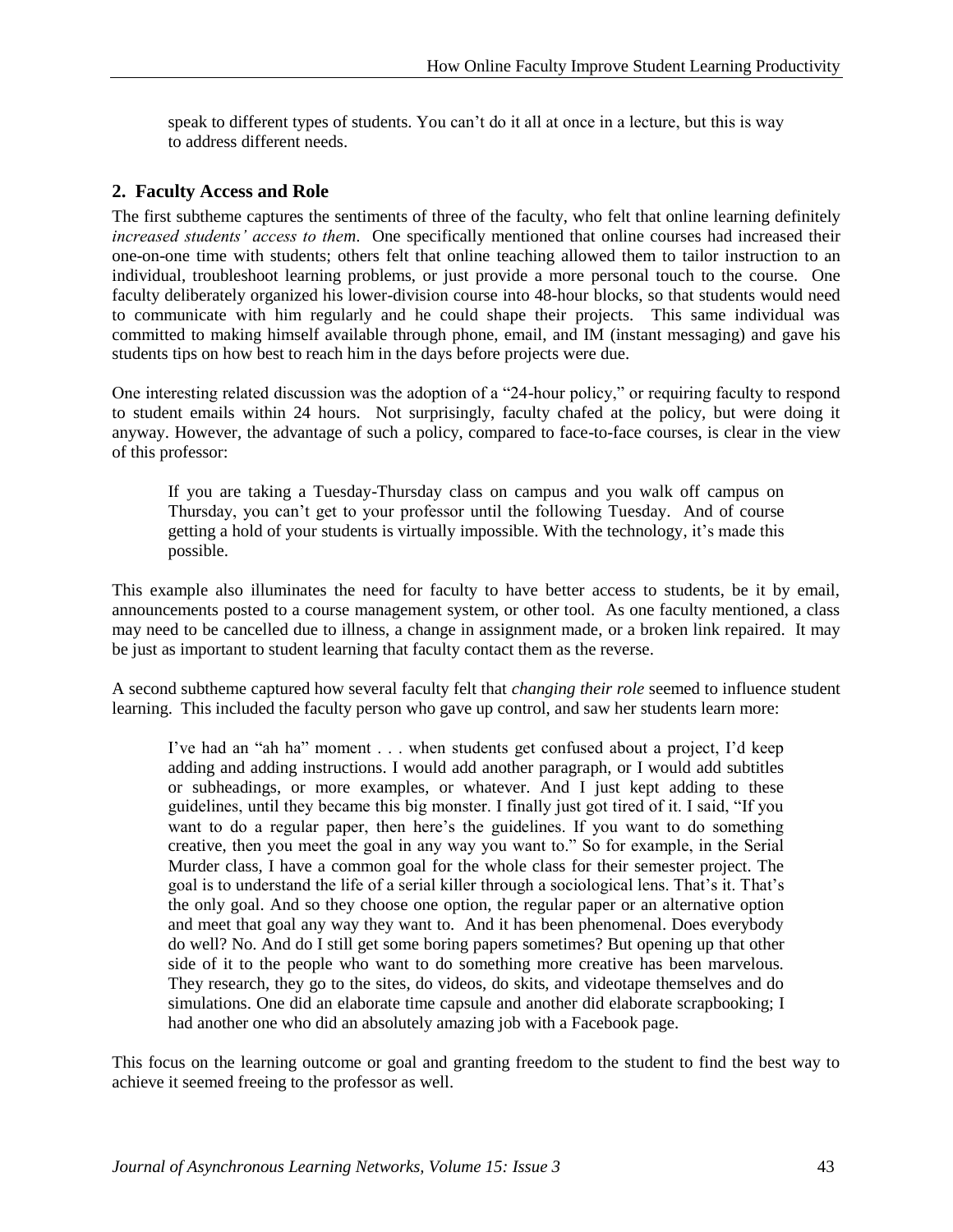speak to different types of students. You can't do it all at once in a lecture, but this is way to address different needs.

## 2. Faculty Access and Role

The first subtheme captures the sentiments of three of the faculty, who felt that online learning definitely *increased students' access to them*. One specifically mentioned that online courses had increased their one-on-one time with students; others felt that online teaching allowed them to tailor instruction to an individual, troubleshoot learning problems, or just provide a more personal touch to the course. One faculty deliberately organized his lower-division course into 48-hour blocks, so that students would need to communicate with him regularly and he could shape their projects. This same individual was committed to making himself available through phone, email, and IM (instant messaging) and gave his students tips on how best to reach him in the days before projects were due.

One interesting related discussion was the adoption of a "24-hour policy," or requiring faculty to respond to student emails within 24 hours. Not surprisingly, faculty chafed at the policy, but were doing it anyway. However, the advantage of such a policy, compared to face-to-face courses, is clear in the view of this professor:

> If you are taking a Tuesday-Thursday class on campus and you walk off campus on Thursday, you can't get to your professor until the following Tuesday. And of course getting a hold of your students is virtually impossible. With the technology, it's made this possible.

This example also illuminates the need for faculty to have better access to students, be it by email, announcements posted to a course management system, or other tool. As one faculty mentioned, a class may need to be cancelled due to illness, a change in assignment made, or a broken link repaired. It may be just as important to student learning that faculty contact them as the reverse.

A second subtheme captured how several faculty felt that *changing their role* seemed to influence student learning. This included the faculty person who gave up control, and saw her students learn more:

> I've had an "ah ha" moment . . . when students get confused about a project, I'd keep adding and adding instructions. I would add another paragraph, or I would add subtitles or subheadings, or more examples, or whatever. And I just kept adding to these guidelines, until they became this big monster. I finally just got tired of it. I said, "If you want to do a regular paper, then here's the guidelines. If you want to do something creative, then you meet the goal in any way you want to." So for example, in the Serial Murder class, I have a common goal for the whole class for their semester project. The goal is to understand the life of a serial killer through a sociological lens. That's it. That's the only goal. And so they choose one option, the regular paper or an alternative option and meet that goal any way they want to. And it has been phenomenal. Does everybody do well? No. And do I still get some boring papers sometimes? But opening up that other side of it to the people who want to do something more creative has been marvelous. They research, they go to the sites, do videos, do skits, and videotape themselves and do simulations. One did an elaborate time capsule and another did elaborate scrapbooking; I had another one who did an absolutely amazing job with a Facebook page.

This focus on the learning outcome or goal and granting freedom to the student to find the best way to achieve it seemed freeing to the professor as well.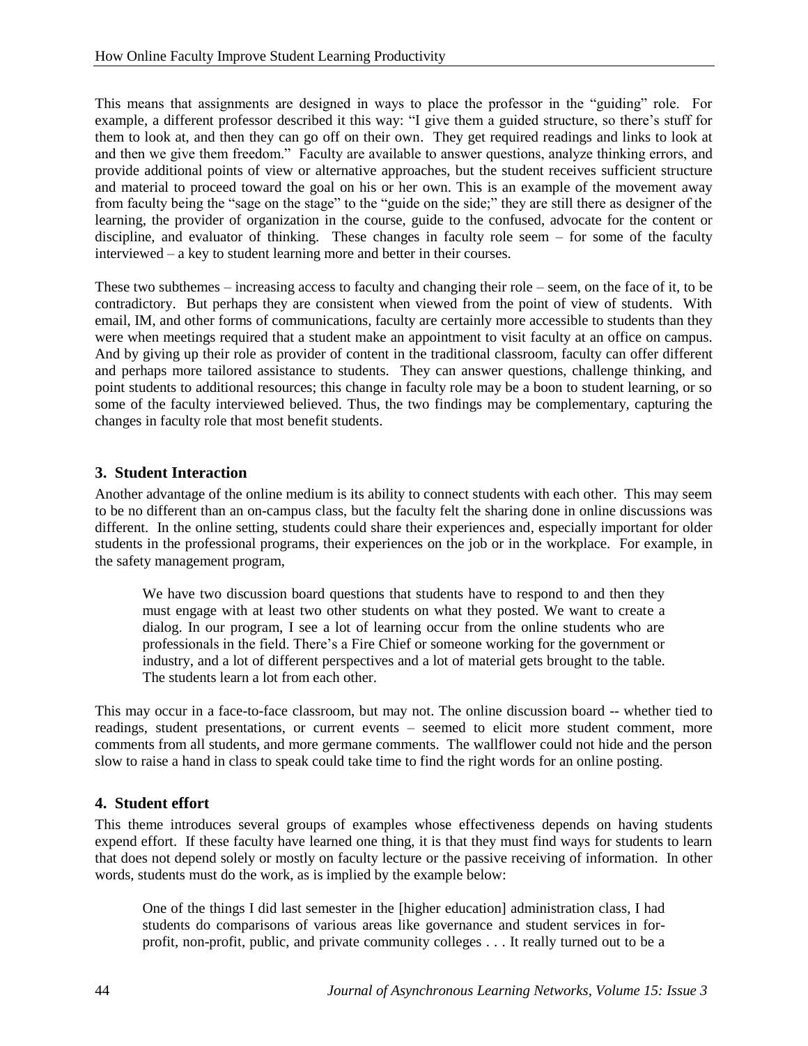This means that assignments are designed in ways to place the professor in the "guiding" role. For example, a different professor described it this way: "I give them a guided structure, so there's stuff for them to look at, and then they can go off on their own. They get required readings and links to look at and then we give them freedom." Faculty are available to answer questions, analyze thinking errors, and provide additional points of view or alternative approaches, but the student receives sufficient structure and material to proceed toward the goal on his or her own. This is an example of the movement away from faculty being the "sage on the stage" to the "guide on the side;" they are still there as designer of the learning, the provider of organization in the course, guide to the confused, advocate for the content or discipline, and evaluator of thinking. These changes in faculty role seem – for some of the faculty interviewed – a key to student learning more and better in their courses.

These two subthemes – increasing access to faculty and changing their role – seem, on the face of it, to be contradictory. But perhaps they are consistent when viewed from the point of view of students. With email, IM, and other forms of communications, faculty are certainly more accessible to students than they were when meetings required that a student make an appointment to visit faculty at an office on campus. And by giving up their role as provider of content in the traditional classroom, faculty can offer different and perhaps more tailored assistance to students. They can answer questions, challenge thinking, and point students to additional resources; this change in faculty role may be a boon to student learning, or so some of the faculty interviewed believed. Thus, the two findings may be complementary, capturing the changes in faculty role that most benefit students.

### 3. Student Interaction

Another advantage of the online medium is its ability to connect students with each other. This may seem to be no different than an on-campus class, but the faculty felt the sharing done in online discussions was different. In the online setting, students could share their experiences and, especially important for older students in the professional programs, their experiences on the job or in the workplace. For example, in the safety management program,

> We have two discussion board questions that students have to respond to and then they must engage with at least two other students on what they posted. We want to create a dialog. In our program, I see a lot of learning occur from the online students who are professionals in the field. There's a Fire Chief or someone working for the government or industry, and a lot of different perspectives and a lot of material gets brought to the table. The students learn a lot from each other.

This may occur in a face-to-face classroom, but may not. The online discussion board -- whether tied to readings, student presentations, or current events – seemed to elicit more student comment, more comments from all students, and more germane comments. The wallflower could not hide and the person slow to raise a hand in class to speak could take time to find the right words for an online posting.

### 4. Student effort

This theme introduces several groups of examples whose effectiveness depends on having students expend effort. If these faculty have learned one thing, it is that they must find ways for students to learn that does not depend solely or mostly on faculty lecture or the passive receiving of information. In other words, students must do the work, as is implied by the example below:

> One of the things I did last semester in the [higher education] administration class, I had students do comparisons of various areas like governance and student services in for-profit, non-profit, public, and private community colleges . . . It really turned out to be a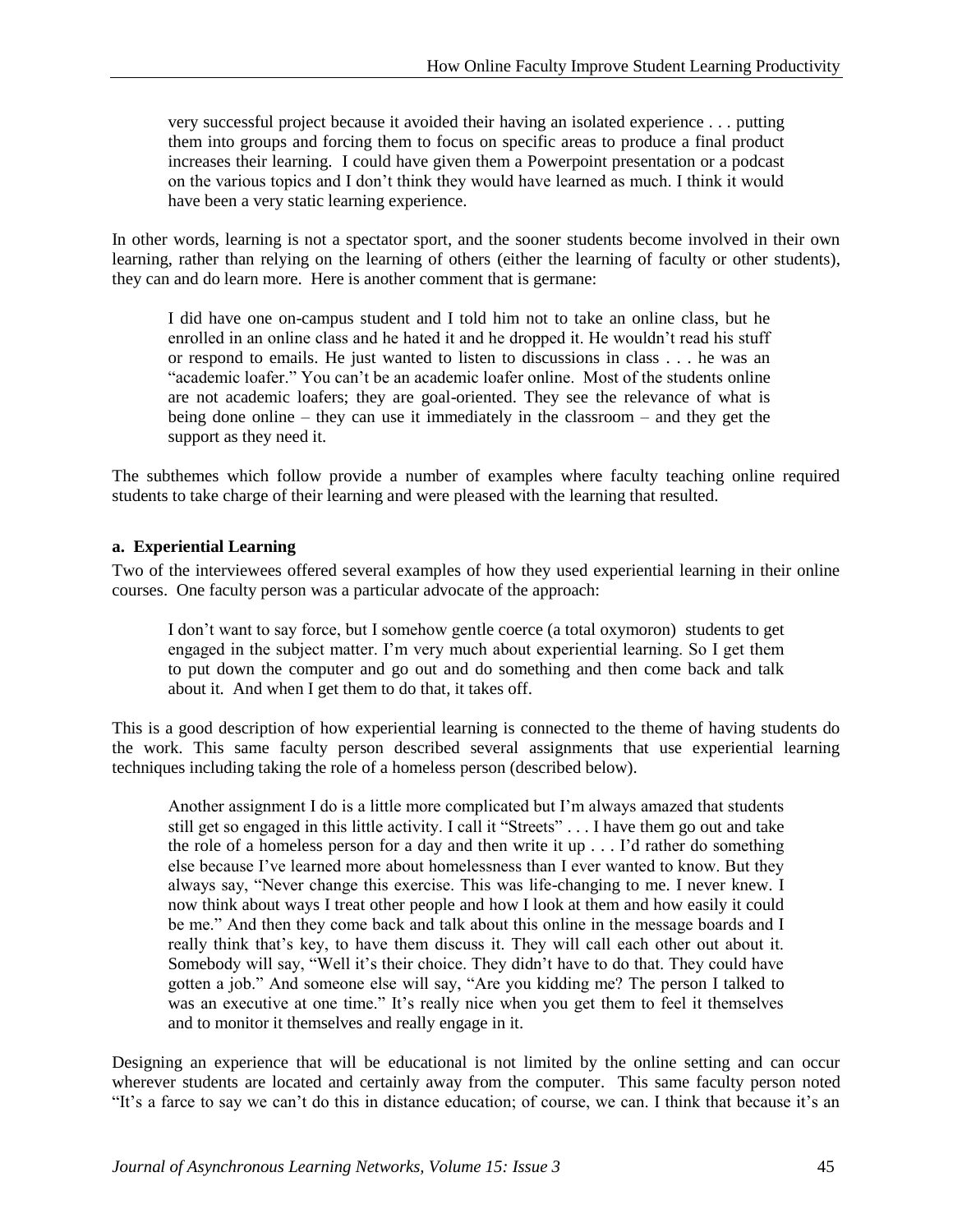> very successful project because it avoided their having an isolated experience . . . putting them into groups and forcing them to focus on specific areas to produce a final product increases their learning. I could have given them a Powerpoint presentation or a podcast on the various topics and I don't think they would have learned as much. I think it would have been a very static learning experience.

In other words, learning is not a spectator sport, and the sooner students become involved in their own learning, rather than relying on the learning of others (either the learning of faculty or other students), they can and do learn more. Here is another comment that is germane:

> I did have one on-campus student and I told him not to take an online class, but he enrolled in an online class and he hated it and he dropped it. He wouldn't read his stuff or respond to emails. He just wanted to listen to discussions in class . . . he was an "academic loafer." You can't be an academic loafer online. Most of the students online are not academic loafers; they are goal-oriented. They see the relevance of what is being done online – they can use it immediately in the classroom – and they get the support as they need it.

The subthemes which follow provide a number of examples where faculty teaching online required students to take charge of their learning and were pleased with the learning that resulted.

**a. Experiential Learning**

Two of the interviewees offered several examples of how they used experiential learning in their online courses. One faculty person was a particular advocate of the approach:

> I don't want to say force, but I somehow gentle coerce (a total oxymoron) students to get engaged in the subject matter. I'm very much about experiential learning. So I get them to put down the computer and go out and do something and then come back and talk about it. And when I get them to do that, it takes off.

This is a good description of how experiential learning is connected to the theme of having students do the work. This same faculty person described several assignments that use experiential learning techniques including taking the role of a homeless person (described below).

> Another assignment I do is a little more complicated but I'm always amazed that students still get so engaged in this little activity. I call it "Streets" . . . I have them go out and take the role of a homeless person for a day and then write it up . . . I'd rather do something else because I've learned more about homelessness than I ever wanted to know. But they always say, "Never change this exercise. This was life-changing to me. I never knew. I now think about ways I treat other people and how I look at them and how easily it could be me." And then they come back and talk about this online in the message boards and I really think that's key, to have them discuss it. They will call each other out about it. Somebody will say, "Well it's their choice. They didn't have to do that. They could have gotten a job." And someone else will say, "Are you kidding me? The person I talked to was an executive at one time." It's really nice when you get them to feel it themselves and to monitor it themselves and really engage in it.

Designing an experience that will be educational is not limited by the online setting and can occur wherever students are located and certainly away from the computer. This same faculty person noted "It's a farce to say we can't do this in distance education; of course, we can. I think that because it's an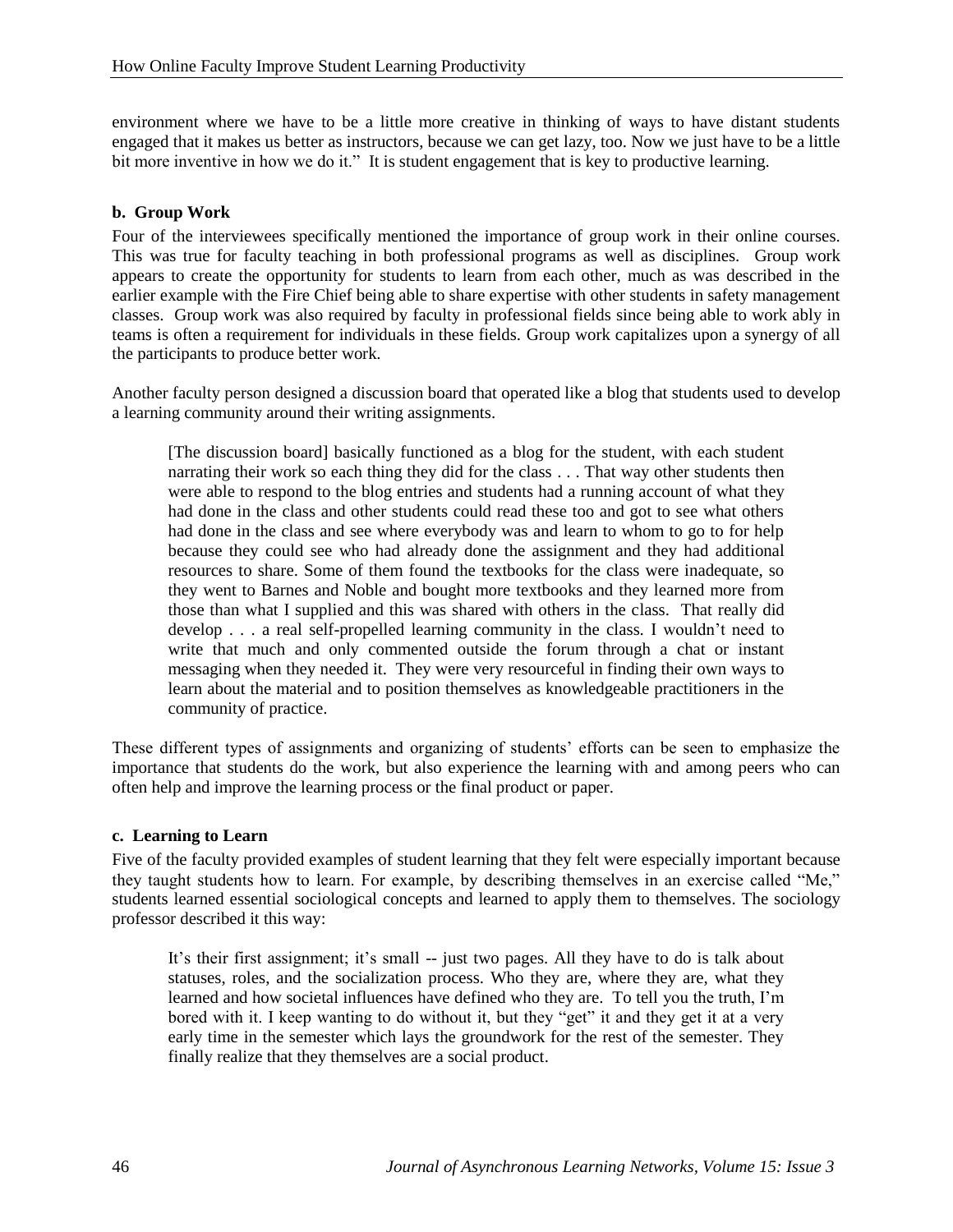environment where we have to be a little more creative in thinking of ways to have distant students engaged that it makes us better as instructors, because we can get lazy, too. Now we just have to be a little bit more inventive in how we do it." It is student engagement that is key to productive learning.

#### b. Group Work

Four of the interviewees specifically mentioned the importance of group work in their online courses. This was true for faculty teaching in both professional programs as well as disciplines. Group work appears to create the opportunity for students to learn from each other, much as was described in the earlier example with the Fire Chief being able to share expertise with other students in safety management classes. Group work was also required by faculty in professional fields since being able to work ably in teams is often a requirement for individuals in these fields. Group work capitalizes upon a synergy of all the participants to produce better work.

Another faculty person designed a discussion board that operated like a blog that students used to develop a learning community around their writing assignments.

> [The discussion board] basically functioned as a blog for the student, with each student narrating their work so each thing they did for the class . . . That way other students then were able to respond to the blog entries and students had a running account of what they had done in the class and other students could read these too and got to see what others had done in the class and see where everybody was and learn to whom to go to for help because they could see who had already done the assignment and they had additional resources to share. Some of them found the textbooks for the class were inadequate, so they went to Barnes and Noble and bought more textbooks and they learned more from those than what I supplied and this was shared with others in the class. That really did develop . . . a real self-propelled learning community in the class. I wouldn't need to write that much and only commented outside the forum through a chat or instant messaging when they needed it. They were very resourceful in finding their own ways to learn about the material and to position themselves as knowledgeable practitioners in the community of practice.

These different types of assignments and organizing of students' efforts can be seen to emphasize the importance that students do the work, but also experience the learning with and among peers who can often help and improve the learning process or the final product or paper.

#### c. Learning to Learn

Five of the faculty provided examples of student learning that they felt were especially important because they taught students how to learn. For example, by describing themselves in an exercise called "Me," students learned essential sociological concepts and learned to apply them to themselves. The sociology professor described it this way:

> It's their first assignment; it's small -- just two pages. All they have to do is talk about statuses, roles, and the socialization process. Who they are, where they are, what they learned and how societal influences have defined who they are. To tell you the truth, I'm bored with it. I keep wanting to do without it, but they "get" it and they get it at a very early time in the semester which lays the groundwork for the rest of the semester. They finally realize that they themselves are a social product.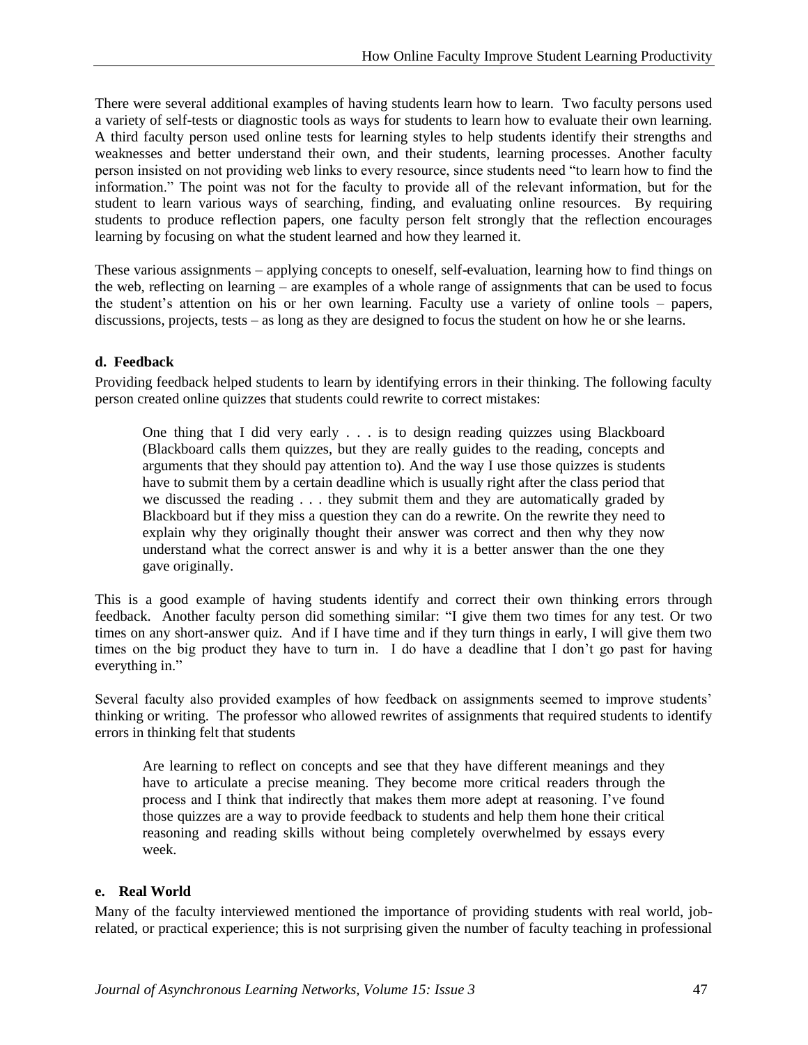There were several additional examples of having students learn how to learn. Two faculty persons used a variety of self-tests or diagnostic tools as ways for students to learn how to evaluate their own learning. A third faculty person used online tests for learning styles to help students identify their strengths and weaknesses and better understand their own, and their students, learning processes. Another faculty person insisted on not providing web links to every resource, since students need "to learn how to find the information." The point was not for the faculty to provide all of the relevant information, but for the student to learn various ways of searching, finding, and evaluating online resources. By requiring students to produce reflection papers, one faculty person felt strongly that the reflection encourages learning by focusing on what the student learned and how they learned it.

These various assignments – applying concepts to oneself, self-evaluation, learning how to find things on the web, reflecting on learning – are examples of a whole range of assignments that can be used to focus the student's attention on his or her own learning. Faculty use a variety of online tools – papers, discussions, projects, tests – as long as they are designed to focus the student on how he or she learns.

#### d. Feedback

Providing feedback helped students to learn by identifying errors in their thinking. The following faculty person created online quizzes that students could rewrite to correct mistakes:

> One thing that I did very early . . . is to design reading quizzes using Blackboard (Blackboard calls them quizzes, but they are really guides to the reading, concepts and arguments that they should pay attention to). And the way I use those quizzes is students have to submit them by a certain deadline which is usually right after the class period that we discussed the reading . . . they submit them and they are automatically graded by Blackboard but if they miss a question they can do a rewrite. On the rewrite they need to explain why they originally thought their answer was correct and then why they now understand what the correct answer is and why it is a better answer than the one they gave originally.

This is a good example of having students identify and correct their own thinking errors through feedback. Another faculty person did something similar: "I give them two times for any test. Or two times on any short-answer quiz. And if I have time and if they turn things in early, I will give them two times on the big product they have to turn in. I do have a deadline that I don't go past for having everything in."

Several faculty also provided examples of how feedback on assignments seemed to improve students' thinking or writing. The professor who allowed rewrites of assignments that required students to identify errors in thinking felt that students

> Are learning to reflect on concepts and see that they have different meanings and they have to articulate a precise meaning. They become more critical readers through the process and I think that indirectly that makes them more adept at reasoning. I've found those quizzes are a way to provide feedback to students and help them hone their critical reasoning and reading skills without being completely overwhelmed by essays every week.

#### e. Real World

Many of the faculty interviewed mentioned the importance of providing students with real world, job-related, or practical experience; this is not surprising given the number of faculty teaching in professional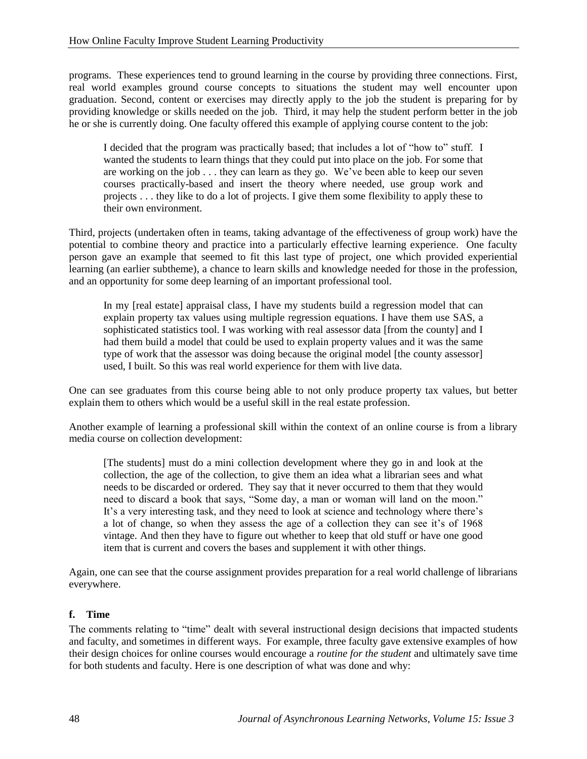programs. These experiences tend to ground learning in the course by providing three connections. First, real world examples ground course concepts to situations the student may well encounter upon graduation. Second, content or exercises may directly apply to the job the student is preparing for by providing knowledge or skills needed on the job. Third, it may help the student perform better in the job he or she is currently doing. One faculty offered this example of applying course content to the job:

> I decided that the program was practically based; that includes a lot of "how to" stuff. I wanted the students to learn things that they could put into place on the job. For some that are working on the job . . . they can learn as they go. We've been able to keep our seven courses practically-based and insert the theory where needed, use group work and projects . . . they like to do a lot of projects. I give them some flexibility to apply these to their own environment.

Third, projects (undertaken often in teams, taking advantage of the effectiveness of group work) have the potential to combine theory and practice into a particularly effective learning experience. One faculty person gave an example that seemed to fit this last type of project, one which provided experiential learning (an earlier subtheme), a chance to learn skills and knowledge needed for those in the profession, and an opportunity for some deep learning of an important professional tool.

> In my [real estate] appraisal class, I have my students build a regression model that can explain property tax values using multiple regression equations. I have them use SAS, a sophisticated statistics tool. I was working with real assessor data [from the county] and I had them build a model that could be used to explain property values and it was the same type of work that the assessor was doing because the original model [the county assessor] used, I built. So this was real world experience for them with live data.

One can see graduates from this course being able to not only produce property tax values, but better explain them to others which would be a useful skill in the real estate profession.

Another example of learning a professional skill within the context of an online course is from a library media course on collection development:

> [The students] must do a mini collection development where they go in and look at the collection, the age of the collection, to give them an idea what a librarian sees and what needs to be discarded or ordered. They say that it never occurred to them that they would need to discard a book that says, "Some day, a man or woman will land on the moon." It's a very interesting task, and they need to look at science and technology where there's a lot of change, so when they assess the age of a collection they can see it's of 1968 vintage. And then they have to figure out whether to keep that old stuff or have one good item that is current and covers the bases and supplement it with other things.

Again, one can see that the course assignment provides preparation for a real world challenge of librarians everywhere.

#### f. Time

The comments relating to "time" dealt with several instructional design decisions that impacted students and faculty, and sometimes in different ways. For example, three faculty gave extensive examples of how their design choices for online courses would encourage a *routine for the student* and ultimately save time for both students and faculty. Here is one description of what was done and why: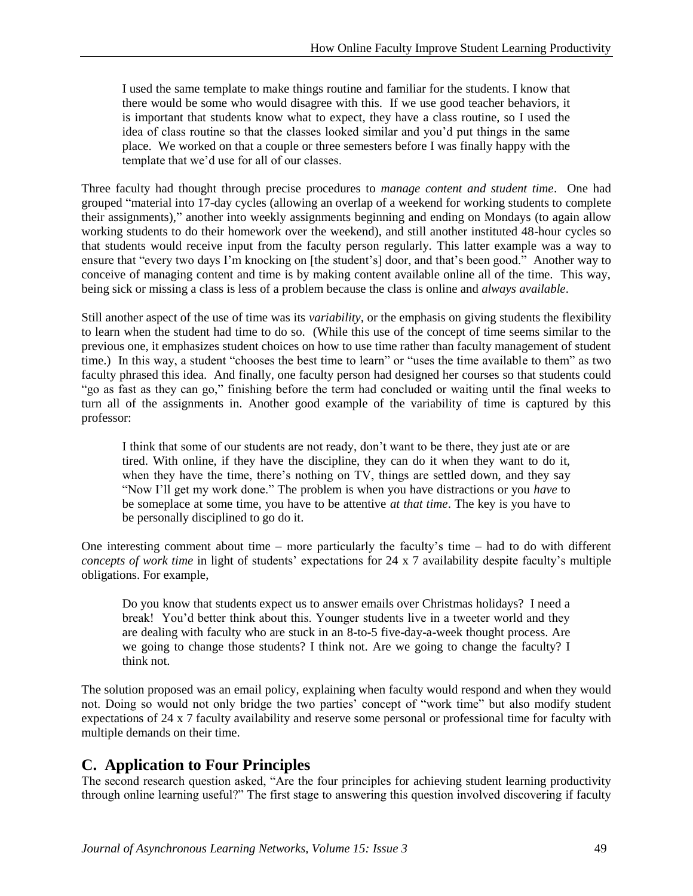> I used the same template to make things routine and familiar for the students. I know that there would be some who would disagree with this. If we use good teacher behaviors, it is important that students know what to expect, they have a class routine, so I used the idea of class routine so that the classes looked similar and you'd put things in the same place. We worked on that a couple or three semesters before I was finally happy with the template that we'd use for all of our classes.

Three faculty had thought through precise procedures to *manage content and student time*. One had grouped "material into 17-day cycles (allowing an overlap of a weekend for working students to complete their assignments)," another into weekly assignments beginning and ending on Mondays (to again allow working students to do their homework over the weekend), and still another instituted 48-hour cycles so that students would receive input from the faculty person regularly. This latter example was a way to ensure that "every two days I'm knocking on [the student's] door, and that's been good." Another way to conceive of managing content and time is by making content available online all of the time. This way, being sick or missing a class is less of a problem because the class is online and *always available*.

Still another aspect of the use of time was its *variability*, or the emphasis on giving students the flexibility to learn when the student had time to do so. (While this use of the concept of time seems similar to the previous one, it emphasizes student choices on how to use time rather than faculty management of student time.) In this way, a student "chooses the best time to learn" or "uses the time available to them" as two faculty phrased this idea. And finally, one faculty person had designed her courses so that students could "go as fast as they can go," finishing before the term had concluded or waiting until the final weeks to turn all of the assignments in. Another good example of the variability of time is captured by this professor:

> I think that some of our students are not ready, don't want to be there, they just ate or are tired. With online, if they have the discipline, they can do it when they want to do it, when they have the time, there's nothing on TV, things are settled down, and they say "Now I'll get my work done." The problem is when you have distractions or you *have* to be someplace at some time, you have to be attentive *at that time*. The key is you have to be personally disciplined to go do it.

One interesting comment about time – more particularly the faculty's time – had to do with different *concepts of work time* in light of students' expectations for 24 x 7 availability despite faculty's multiple obligations. For example,

> Do you know that students expect us to answer emails over Christmas holidays? I need a break! You'd better think about this. Younger students live in a tweeter world and they are dealing with faculty who are stuck in an 8-to-5 five-day-a-week thought process. Are we going to change those students? I think not. Are we going to change the faculty? I think not.

The solution proposed was an email policy, explaining when faculty would respond and when they would not. Doing so would not only bridge the two parties' concept of "work time" but also modify student expectations of 24 x 7 faculty availability and reserve some personal or professional time for faculty with multiple demands on their time.

## C. Application to Four Principles

The second research question asked, "Are the four principles for achieving student learning productivity through online learning useful?" The first stage to answering this question involved discovering if faculty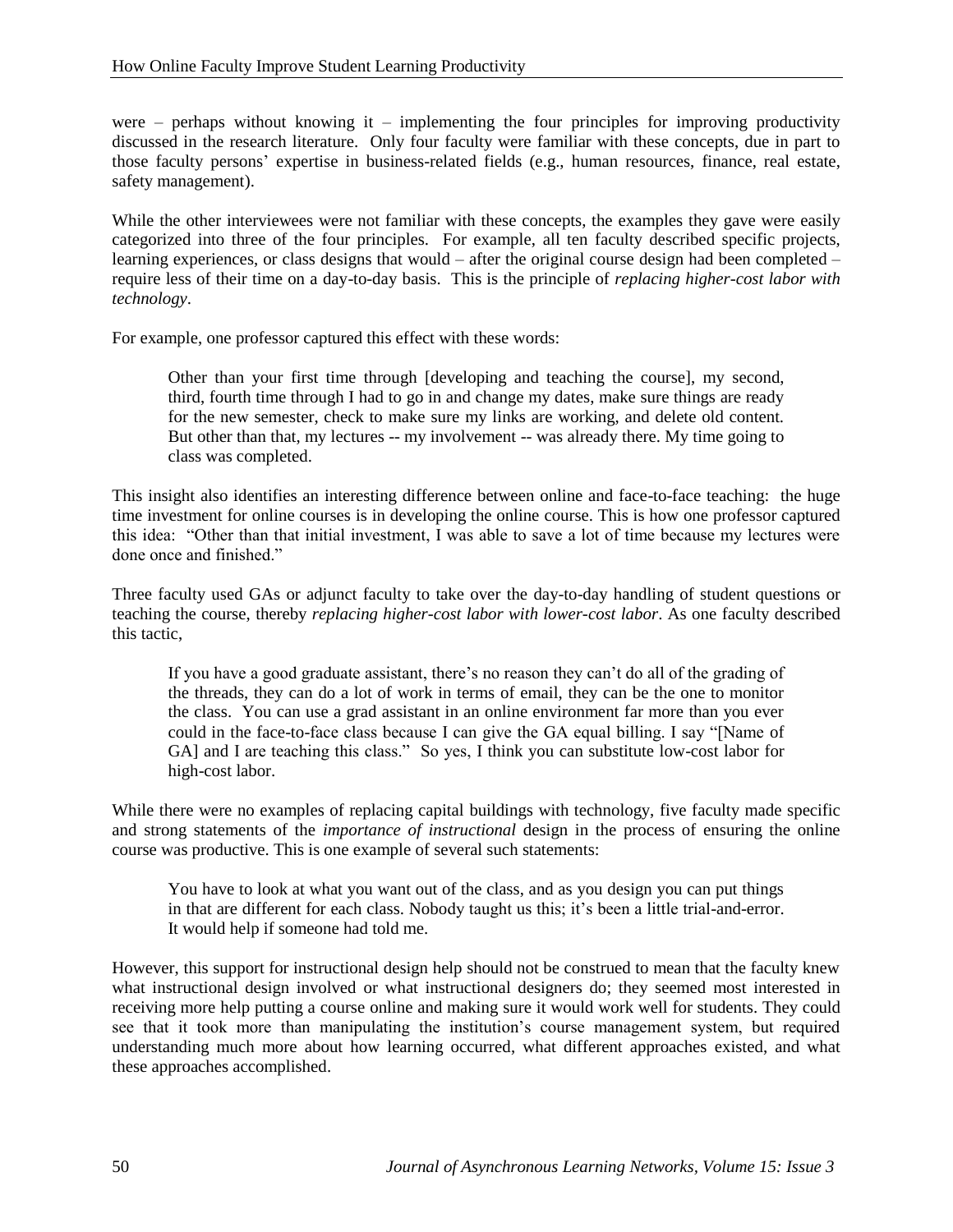were – perhaps without knowing it – implementing the four principles for improving productivity discussed in the research literature. Only four faculty were familiar with these concepts, due in part to those faculty persons' expertise in business-related fields (e.g., human resources, finance, real estate, safety management).

While the other interviewees were not familiar with these concepts, the examples they gave were easily categorized into three of the four principles. For example, all ten faculty described specific projects, learning experiences, or class designs that would – after the original course design had been completed – require less of their time on a day-to-day basis. This is the principle of *replacing higher-cost labor with technology*.

For example, one professor captured this effect with these words:

> Other than your first time through [developing and teaching the course], my second, third, fourth time through I had to go in and change my dates, make sure things are ready for the new semester, check to make sure my links are working, and delete old content. But other than that, my lectures -- my involvement -- was already there. My time going to class was completed.

This insight also identifies an interesting difference between online and face-to-face teaching: the huge time investment for online courses is in developing the online course. This is how one professor captured this idea: "Other than that initial investment, I was able to save a lot of time because my lectures were done once and finished."

Three faculty used GAs or adjunct faculty to take over the day-to-day handling of student questions or teaching the course, thereby *replacing higher-cost labor with lower-cost labor*. As one faculty described this tactic,

> If you have a good graduate assistant, there's no reason they can't do all of the grading of the threads, they can do a lot of work in terms of email, they can be the one to monitor the class. You can use a grad assistant in an online environment far more than you ever could in the face-to-face class because I can give the GA equal billing. I say "[Name of GA] and I are teaching this class." So yes, I think you can substitute low-cost labor for high-cost labor.

While there were no examples of replacing capital buildings with technology, five faculty made specific and strong statements of the *importance of instructional* design in the process of ensuring the online course was productive. This is one example of several such statements:

> You have to look at what you want out of the class, and as you design you can put things in that are different for each class. Nobody taught us this; it's been a little trial-and-error. It would help if someone had told me.

However, this support for instructional design help should not be construed to mean that the faculty knew what instructional design involved or what instructional designers do; they seemed most interested in receiving more help putting a course online and making sure it would work well for students. They could see that it took more than manipulating the institution's course management system, but required understanding much more about how learning occurred, what different approaches existed, and what these approaches accomplished.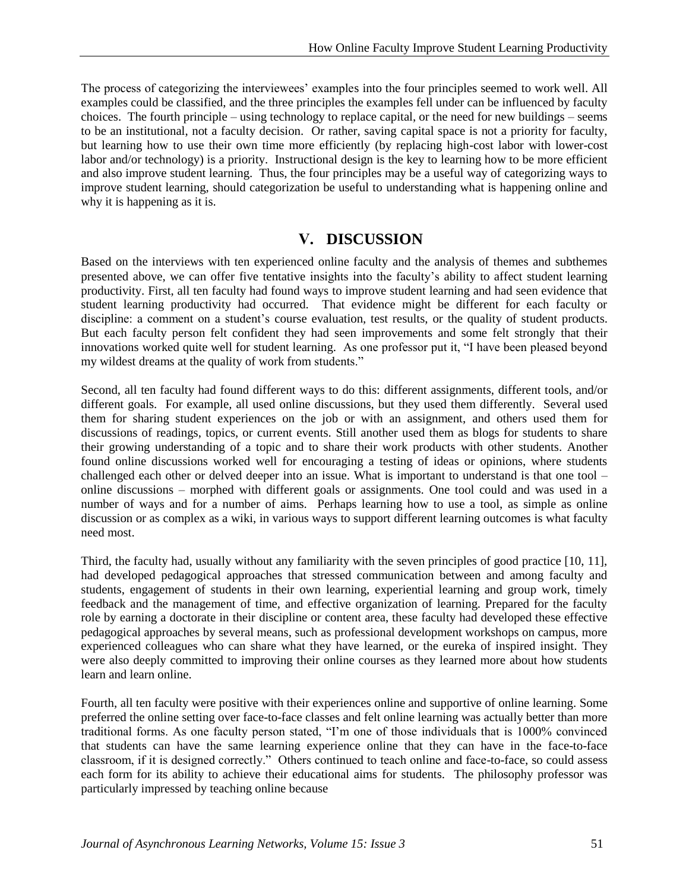The process of categorizing the interviewees' examples into the four principles seemed to work well. All examples could be classified, and the three principles the examples fell under can be influenced by faculty choices. The fourth principle – using technology to replace capital, or the need for new buildings – seems to be an institutional, not a faculty decision. Or rather, saving capital space is not a priority for faculty, but learning how to use their own time more efficiently (by replacing high-cost labor with lower-cost labor and/or technology) is a priority. Instructional design is the key to learning how to be more efficient and also improve student learning. Thus, the four principles may be a useful way of categorizing ways to improve student learning, should categorization be useful to understanding what is happening online and why it is happening as it is.

## V. DISCUSSION

Based on the interviews with ten experienced online faculty and the analysis of themes and subthemes presented above, we can offer five tentative insights into the faculty's ability to affect student learning productivity. First, all ten faculty had found ways to improve student learning and had seen evidence that student learning productivity had occurred. That evidence might be different for each faculty or discipline: a comment on a student's course evaluation, test results, or the quality of student products. But each faculty person felt confident they had seen improvements and some felt strongly that their innovations worked quite well for student learning. As one professor put it, "I have been pleased beyond my wildest dreams at the quality of work from students."

Second, all ten faculty had found different ways to do this: different assignments, different tools, and/or different goals. For example, all used online discussions, but they used them differently. Several used them for sharing student experiences on the job or with an assignment, and others used them for discussions of readings, topics, or current events. Still another used them as blogs for students to share their growing understanding of a topic and to share their work products with other students. Another found online discussions worked well for encouraging a testing of ideas or opinions, where students challenged each other or delved deeper into an issue. What is important to understand is that one tool – online discussions – morphed with different goals or assignments. One tool could and was used in a number of ways and for a number of aims. Perhaps learning how to use a tool, as simple as online discussion or as complex as a wiki, in various ways to support different learning outcomes is what faculty need most.

Third, the faculty had, usually without any familiarity with the seven principles of good practice [10, 11], had developed pedagogical approaches that stressed communication between and among faculty and students, engagement of students in their own learning, experiential learning and group work, timely feedback and the management of time, and effective organization of learning. Prepared for the faculty role by earning a doctorate in their discipline or content area, these faculty had developed these effective pedagogical approaches by several means, such as professional development workshops on campus, more experienced colleagues who can share what they have learned, or the eureka of inspired insight. They were also deeply committed to improving their online courses as they learned more about how students learn and learn online.

Fourth, all ten faculty were positive with their experiences online and supportive of online learning. Some preferred the online setting over face-to-face classes and felt online learning was actually better than more traditional forms. As one faculty person stated, "I'm one of those individuals that is 1000% convinced that students can have the same learning experience online that they can have in the face-to-face classroom, if it is designed correctly." Others continued to teach online and face-to-face, so could assess each form for its ability to achieve their educational aims for students. The philosophy professor was particularly impressed by teaching online because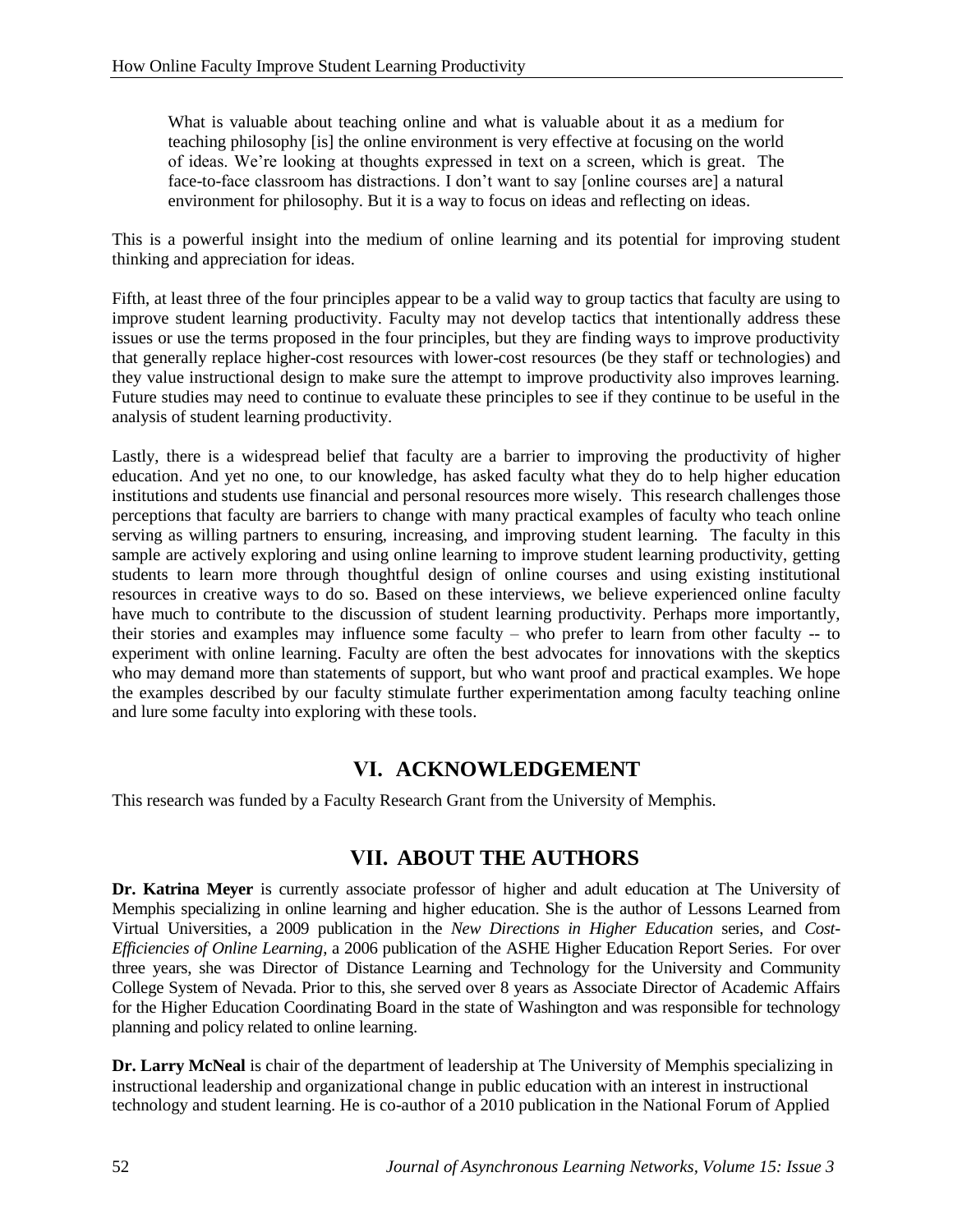> What is valuable about teaching online and what is valuable about it as a medium for teaching philosophy [is] the online environment is very effective at focusing on the world of ideas. We're looking at thoughts expressed in text on a screen, which is great. The face-to-face classroom has distractions. I don't want to say [online courses are] a natural environment for philosophy. But it is a way to focus on ideas and reflecting on ideas.

This is a powerful insight into the medium of online learning and its potential for improving student thinking and appreciation for ideas.

Fifth, at least three of the four principles appear to be a valid way to group tactics that faculty are using to improve student learning productivity. Faculty may not develop tactics that intentionally address these issues or use the terms proposed in the four principles, but they are finding ways to improve productivity that generally replace higher-cost resources with lower-cost resources (be they staff or technologies) and they value instructional design to make sure the attempt to improve productivity also improves learning. Future studies may need to continue to evaluate these principles to see if they continue to be useful in the analysis of student learning productivity.

Lastly, there is a widespread belief that faculty are a barrier to improving the productivity of higher education. And yet no one, to our knowledge, has asked faculty what they do to help higher education institutions and students use financial and personal resources more wisely. This research challenges those perceptions that faculty are barriers to change with many practical examples of faculty who teach online serving as willing partners to ensuring, increasing, and improving student learning. The faculty in this sample are actively exploring and using online learning to improve student learning productivity, getting students to learn more through thoughtful design of online courses and using existing institutional resources in creative ways to do so. Based on these interviews, we believe experienced online faculty have much to contribute to the discussion of student learning productivity. Perhaps more importantly, their stories and examples may influence some faculty – who prefer to learn from other faculty -- to experiment with online learning. Faculty are often the best advocates for innovations with the skeptics who may demand more than statements of support, but who want proof and practical examples. We hope the examples described by our faculty stimulate further experimentation among faculty teaching online and lure some faculty into exploring with these tools.

## VI. ACKNOWLEDGEMENT

This research was funded by a Faculty Research Grant from the University of Memphis.

## VII. ABOUT THE AUTHORS

**Dr. Katrina Meyer** is currently associate professor of higher and adult education at The University of Memphis specializing in online learning and higher education. She is the author of Lessons Learned from Virtual Universities, a 2009 publication in the *New Directions in Higher Education* series, and *Cost-Efficiencies of Online Learning*, a 2006 publication of the ASHE Higher Education Report Series. For over three years, she was Director of Distance Learning and Technology for the University and Community College System of Nevada. Prior to this, she served over 8 years as Associate Director of Academic Affairs for the Higher Education Coordinating Board in the state of Washington and was responsible for technology planning and policy related to online learning.

**Dr. Larry McNeal** is chair of the department of leadership at The University of Memphis specializing in instructional leadership and organizational change in public education with an interest in instructional technology and student learning. He is co-author of a 2010 publication in the National Forum of Applied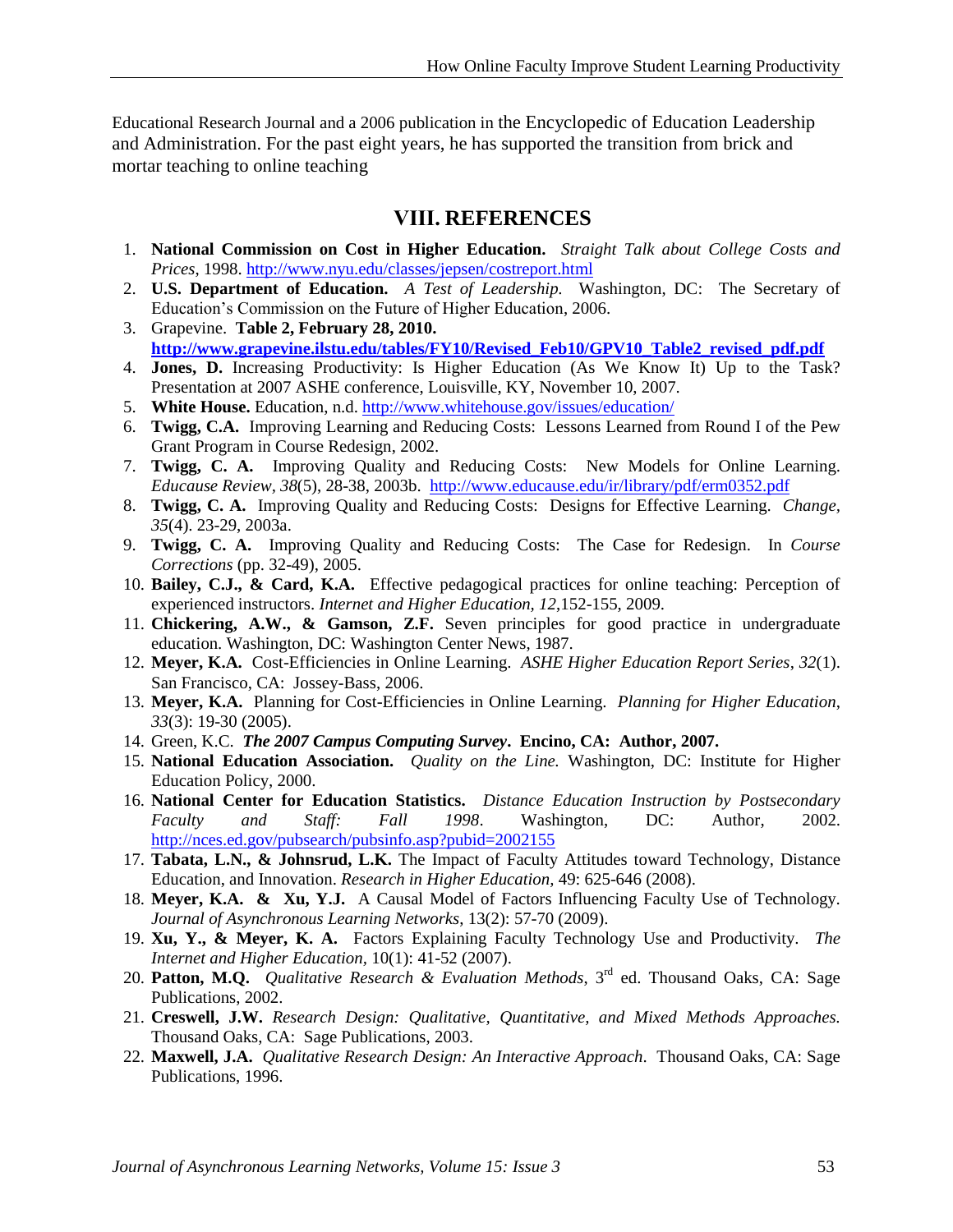Educational Research Journal and a 2006 publication in the Encyclopedic of Education Leadership and Administration. For the past eight years, he has supported the transition from brick and mortar teaching to online teaching

## VIII. REFERENCES

1. **National Commission on Cost in Higher Education.** *Straight Talk about College Costs and Prices,* 1998. http://www.nyu.edu/classes/jepsen/costreport.html
2. **U.S. Department of Education.** *A Test of Leadership.* Washington, DC: The Secretary of Education's Commission on the Future of Higher Education, 2006.
3. Grapevine. **Table 2, February 28, 2010. http://www.grapevine.ilstu.edu/tables/FY10/Revised_Feb10/GPV10_Table2_revised_pdf.pdf**
4. **Jones, D.** Increasing Productivity: Is Higher Education (As We Know It) Up to the Task? Presentation at 2007 ASHE conference, Louisville, KY, November 10, 2007.
5. **White House.** Education, n.d. http://www.whitehouse.gov/issues/education/
6. **Twigg, C.A.** Improving Learning and Reducing Costs: Lessons Learned from Round I of the Pew Grant Program in Course Redesign, 2002.
7. **Twigg, C. A.** Improving Quality and Reducing Costs: New Models for Online Learning. *Educause Review, 38*(5), 28-38, 2003b. http://www.educause.edu/ir/library/pdf/erm0352.pdf
8. **Twigg, C. A.** Improving Quality and Reducing Costs: Designs for Effective Learning. *Change, 35*(4). 23-29, 2003a.
9. **Twigg, C. A.** Improving Quality and Reducing Costs: The Case for Redesign. In *Course Corrections* (pp. 32-49), 2005.
10. **Bailey, C.J., & Card, K.A.** Effective pedagogical practices for online teaching: Perception of experienced instructors. *Internet and Higher Education, 12*,152-155, 2009.
11. **Chickering, A.W., & Gamson, Z.F.** Seven principles for good practice in undergraduate education. Washington, DC: Washington Center News, 1987.
12. **Meyer, K.A.** Cost-Efficiencies in Online Learning. *ASHE Higher Education Report Series*, *32*(1). San Francisco, CA: Jossey-Bass, 2006.
13. **Meyer, K.A.** Planning for Cost-Efficiencies in Online Learning. *Planning for Higher Education*, *33*(3): 19-30 (2005).
14. Green, K.C. ***The 2007 Campus Computing Survey*. Encino, CA: Author, 2007.**
15. **National Education Association.** *Quality on the Line.* Washington, DC: Institute for Higher Education Policy, 2000.
16. **National Center for Education Statistics.** *Distance Education Instruction by Postsecondary Faculty and Staff: Fall 1998*. Washington, DC: Author, 2002. http://nces.ed.gov/pubsearch/pubsinfo.asp?pubid=2002155
17. **Tabata, L.N., & Johnsrud, L.K.** The Impact of Faculty Attitudes toward Technology, Distance Education, and Innovation. *Research in Higher Education,* 49: 625-646 (2008).
18. **Meyer, K.A. & Xu, Y.J.** A Causal Model of Factors Influencing Faculty Use of Technology. *Journal of Asynchronous Learning Networks,* 13(2): 57-70 (2009).
19. **Xu, Y., & Meyer, K. A.** Factors Explaining Faculty Technology Use and Productivity. *The Internet and Higher Education,* 10(1): 41-52 (2007).
20. **Patton, M.Q.** *Qualitative Research & Evaluation Methods*, 3rd ed. Thousand Oaks, CA: Sage Publications, 2002.
21. **Creswell, J.W.** *Research Design: Qualitative, Quantitative, and Mixed Methods Approaches.* Thousand Oaks, CA: Sage Publications, 2003.
22. **Maxwell, J.A.** *Qualitative Research Design: An Interactive Approach*. Thousand Oaks, CA: Sage Publications, 1996.